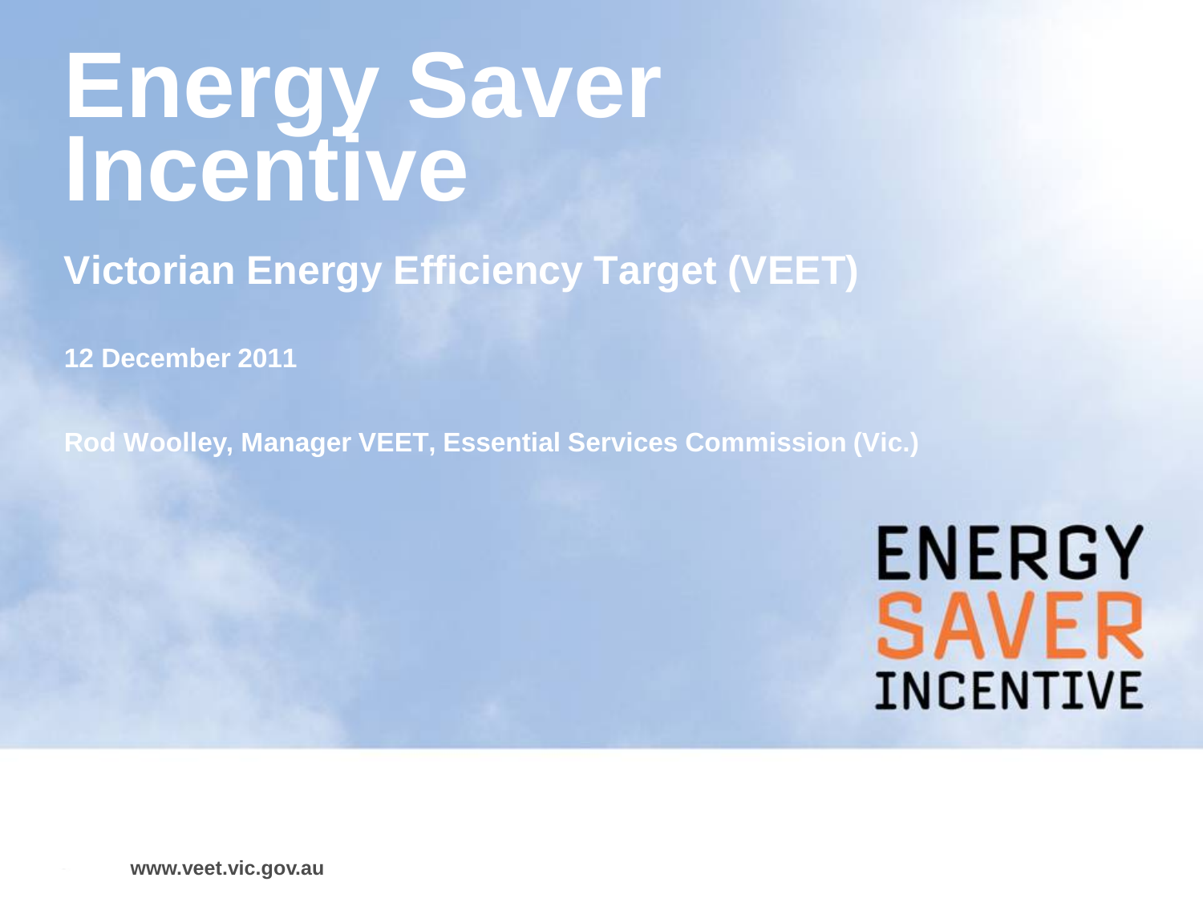# Energy Saver Incentive

## Victorian Energy Efficiency Target (VEET)

**12 December 2011**

**Rod Woolley, Manager VEET, Essential Services Commission (Vic.)**

ENERGY SAVER INCENTIVE

**www.veet.vic.gov.au**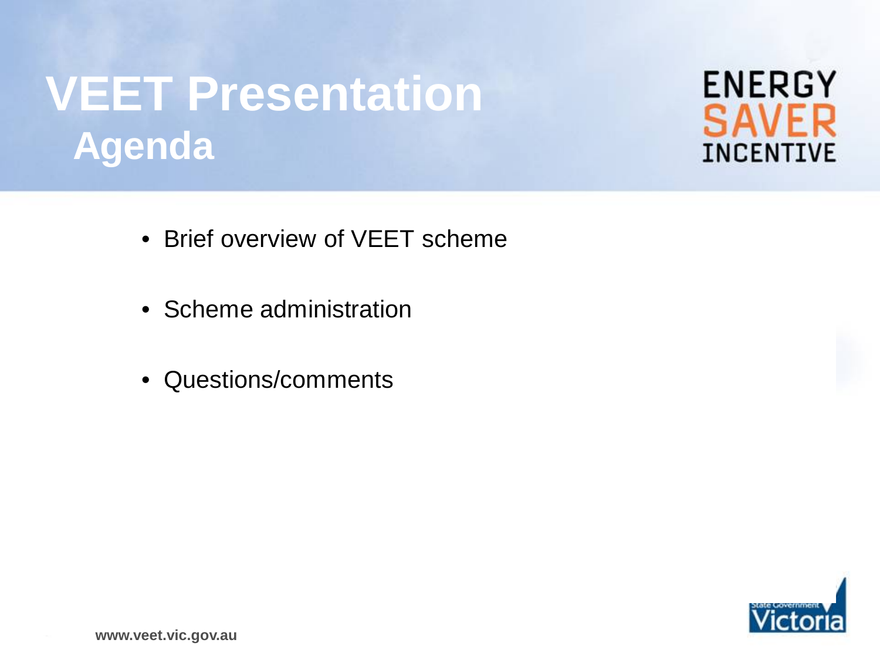# VEET Presentation

## Agenda

- Brief overview of VEET scheme
- Scheme administration
- Questions/comments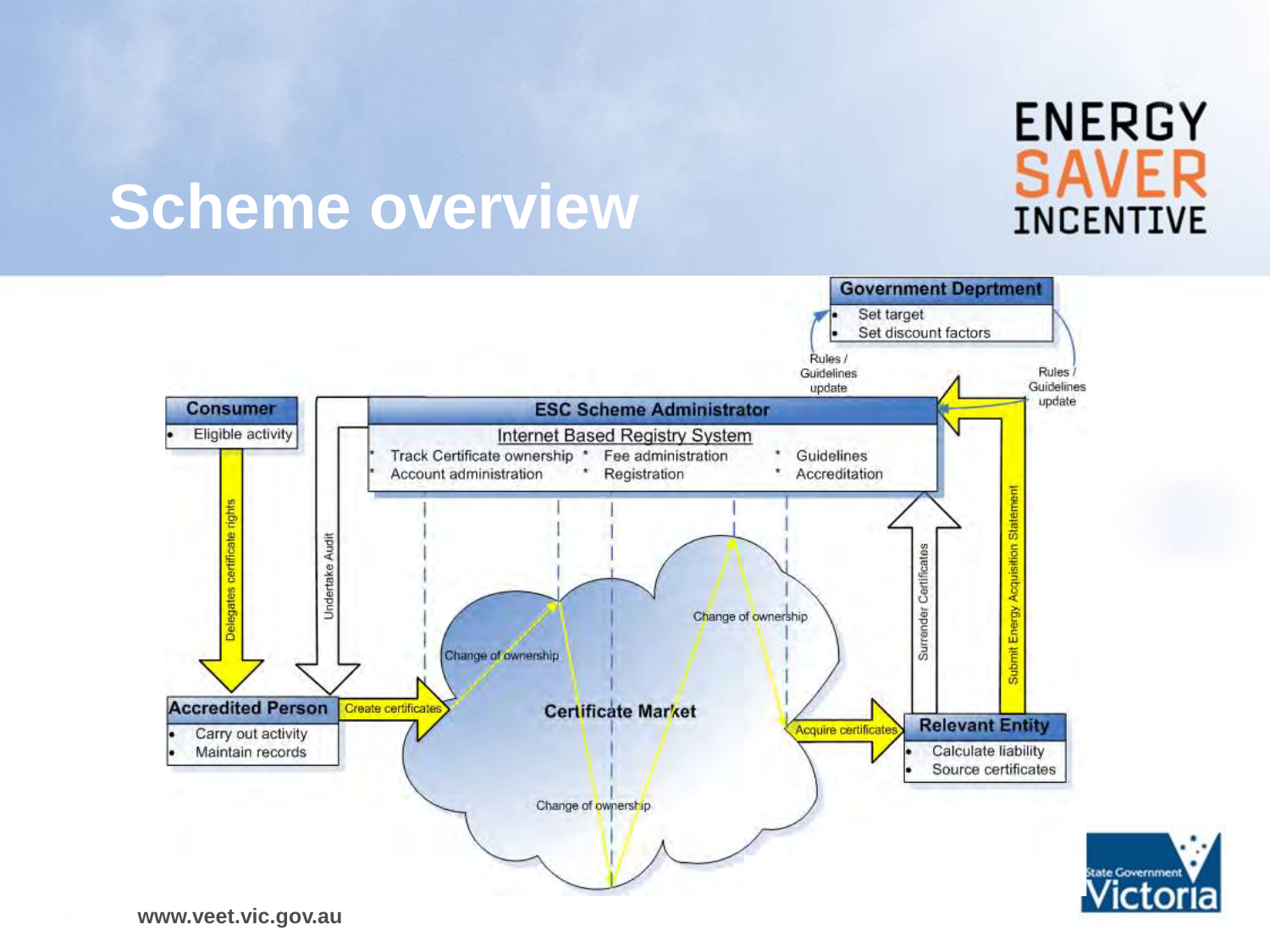# Scheme overview

ENERGY SAVER INCENTIVE

**Government Deprtment**
- Set target
- Set discount factors

Rules / Guidelines update

Rules / Guidelines update

**Consumer**
- Eligible activity

**ESC Scheme Administrator**

Internet Based Registry System

* Track Certificate ownership
* Account administration
* Fee administration
* Registration
* Guidelines
* Accreditation

Delegates certificate rights

Undertake Audit

Surrender Certificates

Submit Energy Acquisition Statement

**Accredited Person**
- Carry out activity
- Maintain records

Create certificates

Change of ownership

**Certificate Market**

Change of ownership

Change of ownership

Acquire certificates

**Relevant Entity**
- Calculate liability
- Source certificates

State Government Victoria

www.veet.vic.gov.au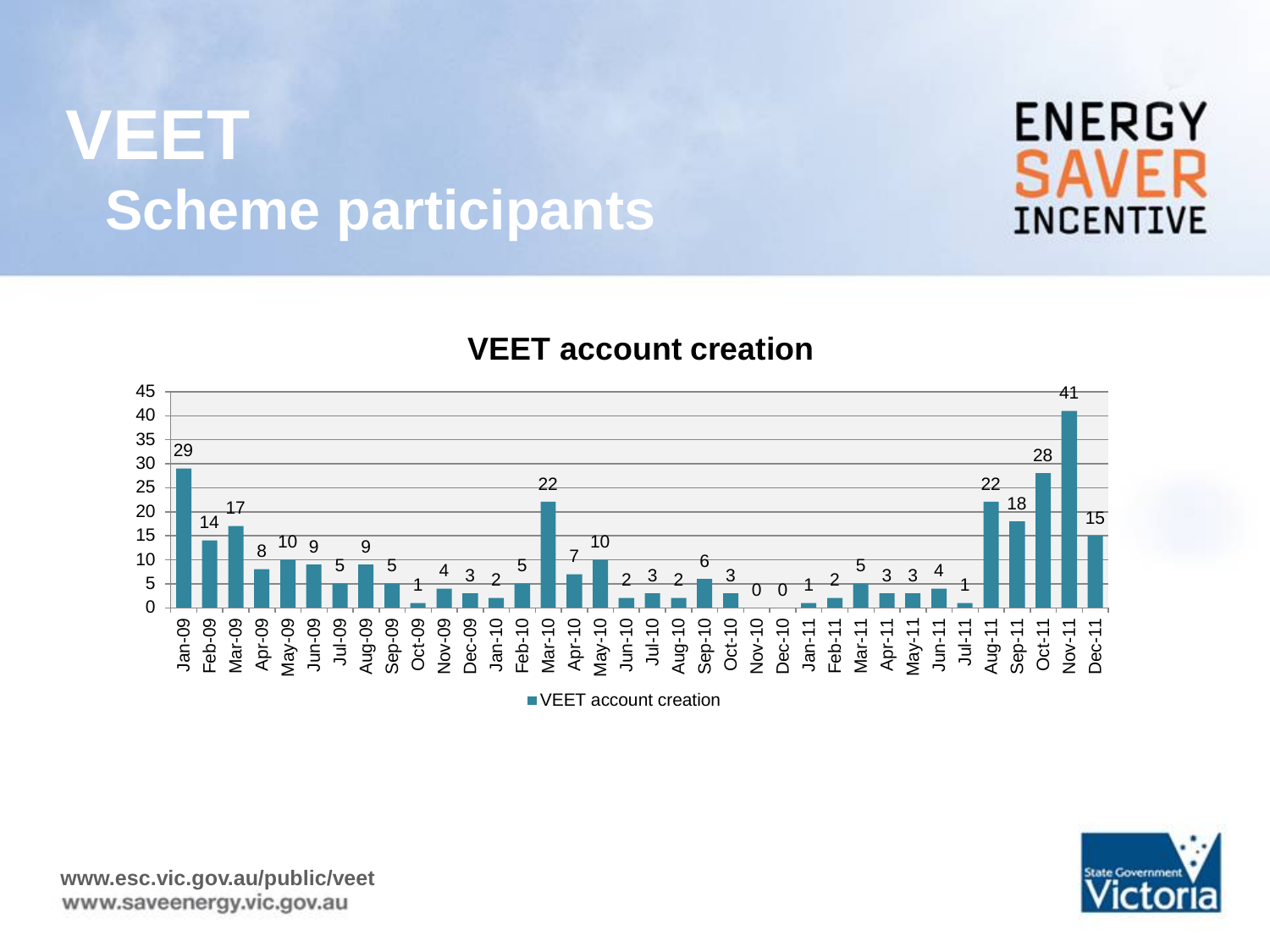# VEET

## Scheme participants

ENERGY SAVER INCENTIVE

### VEET account creation

| Month | VEET account creation |
|---|---|
| Jan-09 | 29 |
| Feb-09 | 14 |
| Mar-09 | 17 |
| Apr-09 | 8 |
| May-09 | 10 |
| Jun-09 | 9 |
| Jul-09 | 5 |
| Aug-09 | 9 |
| Sep-09 | 5 |
| Oct-09 | 1 |
| Nov-09 | 4 |
| Dec-09 | 3 |
| Jan-10 | 2 |
| Feb-10 | 5 |
| Mar-10 | 22 |
| Apr-10 | 7 |
| May-10 | 10 |
| Jun-10 | 2 |
| Jul-10 | 3 |
| Aug-10 | 2 |
| Sep-10 | 6 |
| Oct-10 | 3 |
| Nov-10 | 0 |
| Dec-10 | 0 |
| Jan-11 | 1 |
| Feb-11 | 2 |
| Mar-11 | 5 |
| Apr-11 | 3 |
| May-11 | 3 |
| Jun-11 | 4 |
| Jul-11 | 1 |
| Aug-11 | 22 |
| Sep-11 | 18 |
| Oct-11 | 28 |
| Nov-11 | 41 |
| Dec-11 | 15 |

www.esc.vic.gov.au/public/veet
www.saveenergy.vic.gov.au

State Government Victoria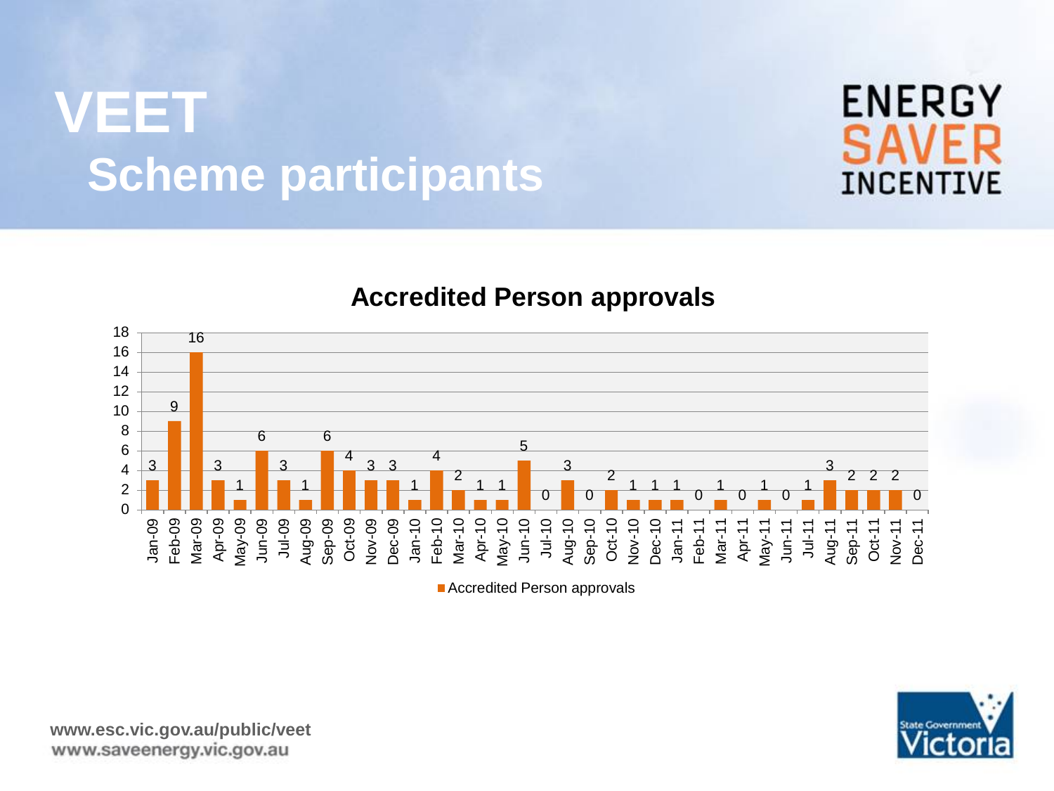# VEET
## Scheme participants

ENERGY SAVER INCENTIVE

### Accredited Person approvals

| Month | Accredited Person approvals |
| --- | --- |
| Jan-09 | 3 |
| Feb-09 | 9 |
| Mar-09 | 16 |
| Apr-09 | 3 |
| May-09 | 1 |
| Jun-09 | 6 |
| Jul-09 | 3 |
| Aug-09 | 1 |
| Sep-09 | 6 |
| Oct-09 | 4 |
| Nov-09 | 3 |
| Dec-09 | 3 |
| Jan-10 | 1 |
| Feb-10 | 4 |
| Mar-10 | 2 |
| Apr-10 | 1 |
| May-10 | 1 |
| Jun-10 | 5 |
| Jul-10 | 0 |
| Aug-10 | 3 |
| Sep-10 | 0 |
| Oct-10 | 2 |
| Nov-10 | 1 |
| Dec-10 | 1 |
| Jan-11 | 1 |
| Feb-11 | 0 |
| Mar-11 | 1 |
| Apr-11 | 0 |
| May-11 | 1 |
| Jun-11 | 0 |
| Jul-11 | 1 |
| Aug-11 | 3 |
| Sep-11 | 2 |
| Oct-11 | 2 |
| Nov-11 | 2 |
| Dec-11 | 0 |

www.esc.vic.gov.au/public/veet
www.saveenergy.vic.gov.au

State Government Victoria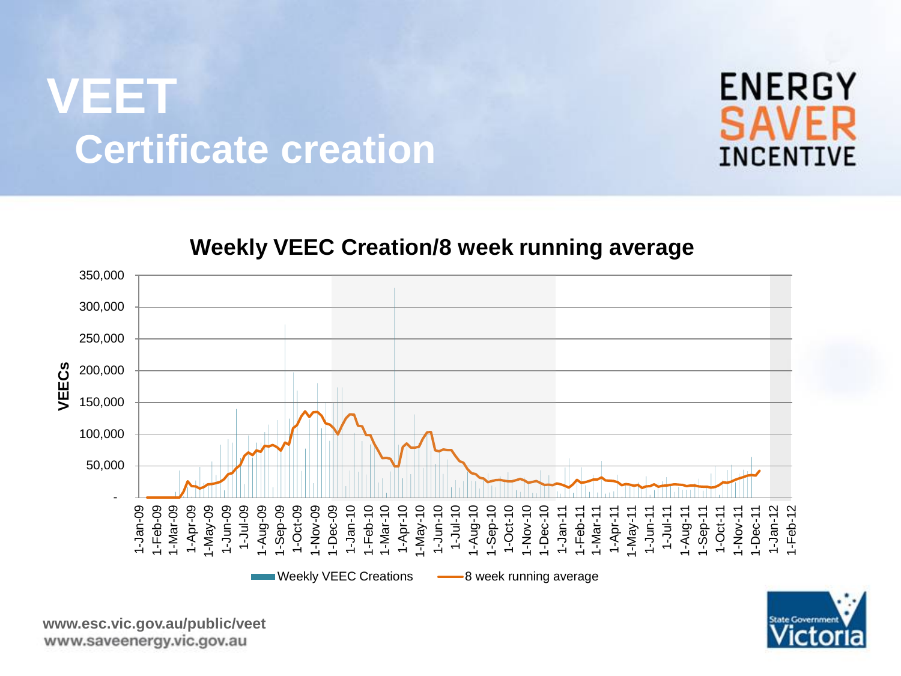# VEET

## Certificate creation

ENERGY SAVER INCENTIVE

**Weekly VEEC Creation/8 week running average**

VEECs

350,000
300,000
250,000
200,000
150,000
100,000
50,000
-

1-Jan-09, 1-Feb-09, 1-Mar-09, 1-Apr-09, 1-May-09, 1-Jun-09, 1-Jul-09, 1-Aug-09, 1-Sep-09, 1-Oct-09, 1-Nov-09, 1-Dec-09, 1-Jan-10, 1-Feb-10, 1-Mar-10, 1-Apr-10, 1-May-10, 1-Jun-10, 1-Jul-10, 1-Aug-10, 1-Sep-10, 1-Oct-10, 1-Nov-10, 1-Dec-10, 1-Jan-11, 1-Feb-11, 1-Mar-11, 1-Apr-11, 1-May-11, 1-Jun-11, 1-Jul-11, 1-Aug-11, 1-Sep-11, 1-Oct-11, 1-Nov-11, 1-Dec-11, 1-Jan-12, 1-Feb-12

Weekly VEEC Creations — 8 week running average

www.esc.vic.gov.au/public/veet
www.saveenergy.vic.gov.au

State Government Victoria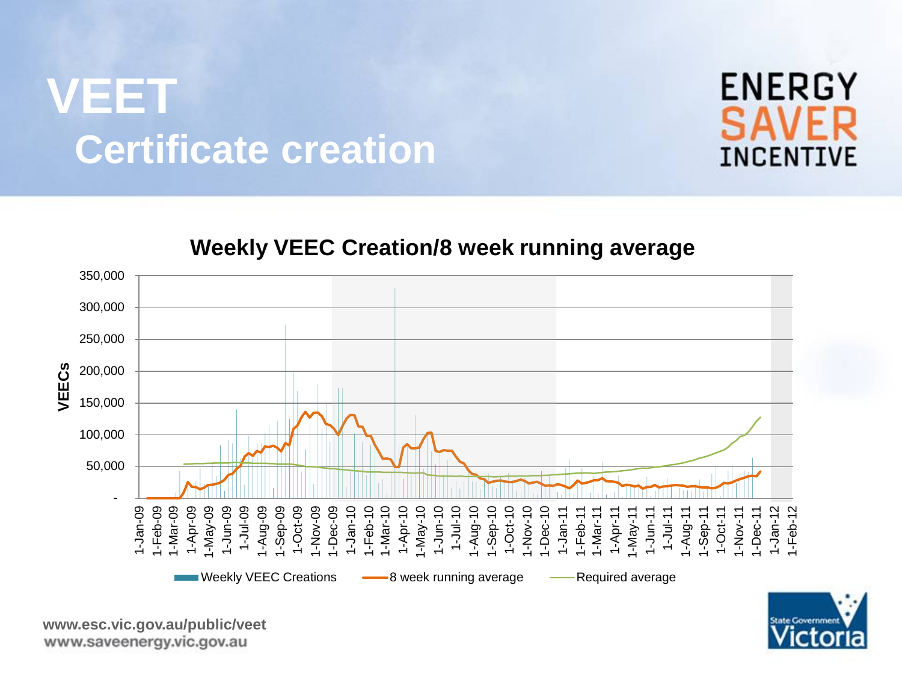# VEET

## Certificate creation

ENERGY SAVER INCENTIVE

**Weekly VEEC Creation/8 week running average**

VEECs

350,000
300,000
250,000
200,000
150,000
100,000
50,000
-

1-Jan-09, 1-Feb-09, 1-Mar-09, 1-Apr-09, 1-May-09, 1-Jun-09, 1-Jul-09, 1-Aug-09, 1-Sep-09, 1-Oct-09, 1-Nov-09, 1-Dec-09, 1-Jan-10, 1-Feb-10, 1-Mar-10, 1-Apr-10, 1-May-10, 1-Jun-10, 1-Jul-10, 1-Aug-10, 1-Sep-10, 1-Oct-10, 1-Nov-10, 1-Dec-10, 1-Jan-11, 1-Feb-11, 1-Mar-11, 1-Apr-11, 1-May-11, 1-Jun-11, 1-Jul-11, 1-Aug-11, 1-Sep-11, 1-Oct-11, 1-Nov-11, 1-Dec-11, 1-Jan-12, 1-Feb-12

Weekly VEEC Creations — 8 week running average — Required average

www.esc.vic.gov.au/public/veet
www.saveenergy.vic.gov.au

State Government Victoria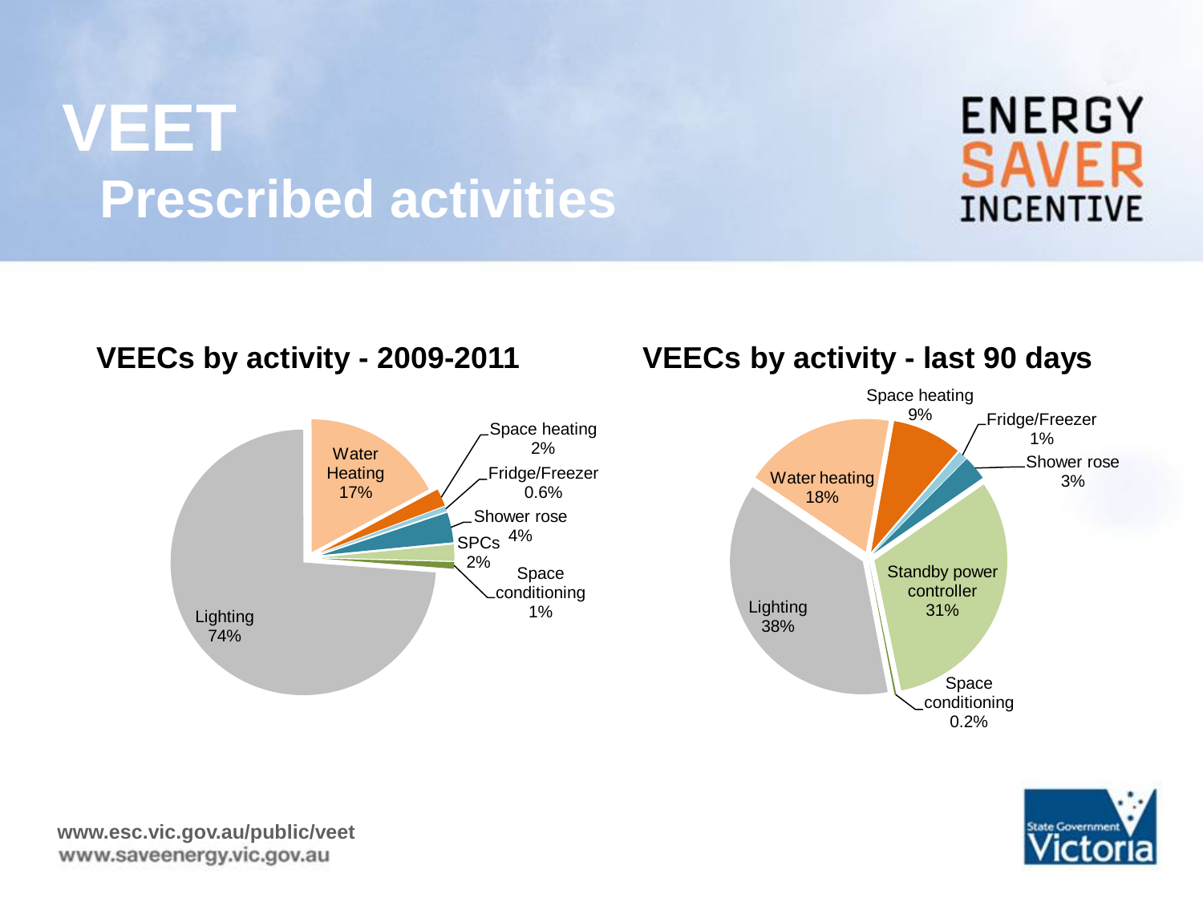# VEET

## Prescribed activities

ENERGY SAVER INCENTIVE

### VEECs by activity - 2009-2011

| Activity | Share |
| --- | --- |
| Lighting | 74% |
| Water Heating | 17% |
| Space heating | 2% |
| Fridge/Freezer | 0.6% |
| Shower rose | 4% |
| SPCs | 2% |
| Space conditioning | 1% |

### VEECs by activity - last 90 days

| Activity | Share |
| --- | --- |
| Lighting | 38% |
| Water heating | 18% |
| Space heating | 9% |
| Fridge/Freezer | 1% |
| Shower rose | 3% |
| Standby power controller | 31% |
| Space conditioning | 0.2% |

www.esc.vic.gov.au/public/veet
www.saveenergy.vic.gov.au

State Government Victoria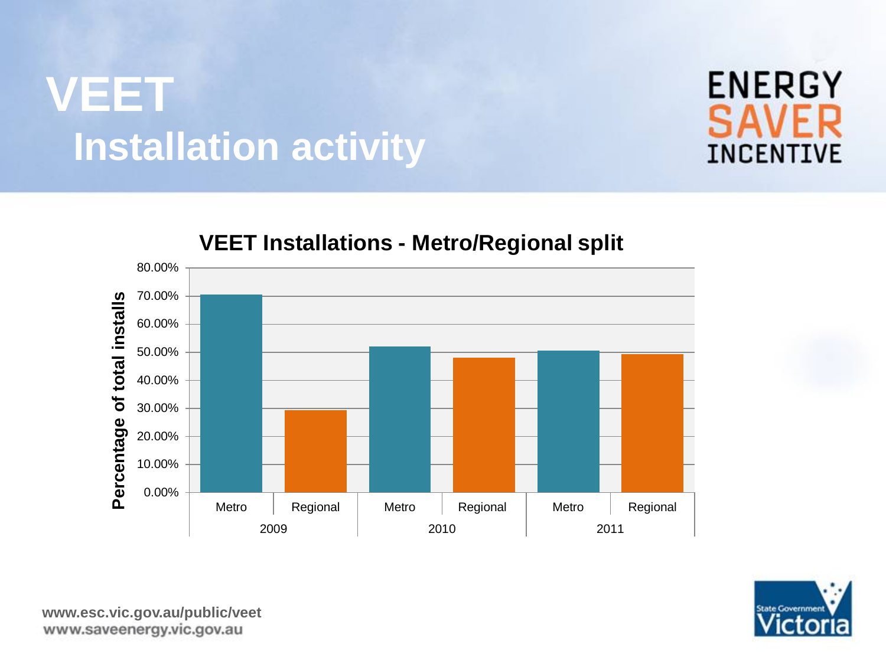# VEET

## Installation activity

**VEET Installations - Metro/Regional split**

| Year | Metro | Regional |
|---|---|---|
| 2009 | ~70.5% | ~29.3% |
| 2010 | ~52.0% | ~48.0% |
| 2011 | ~50.5% | ~49.3% |

*Y-axis: Percentage of total installs (0.00% – 80.00%)*

www.esc.vic.gov.au/public/veet
www.saveenergy.vic.gov.au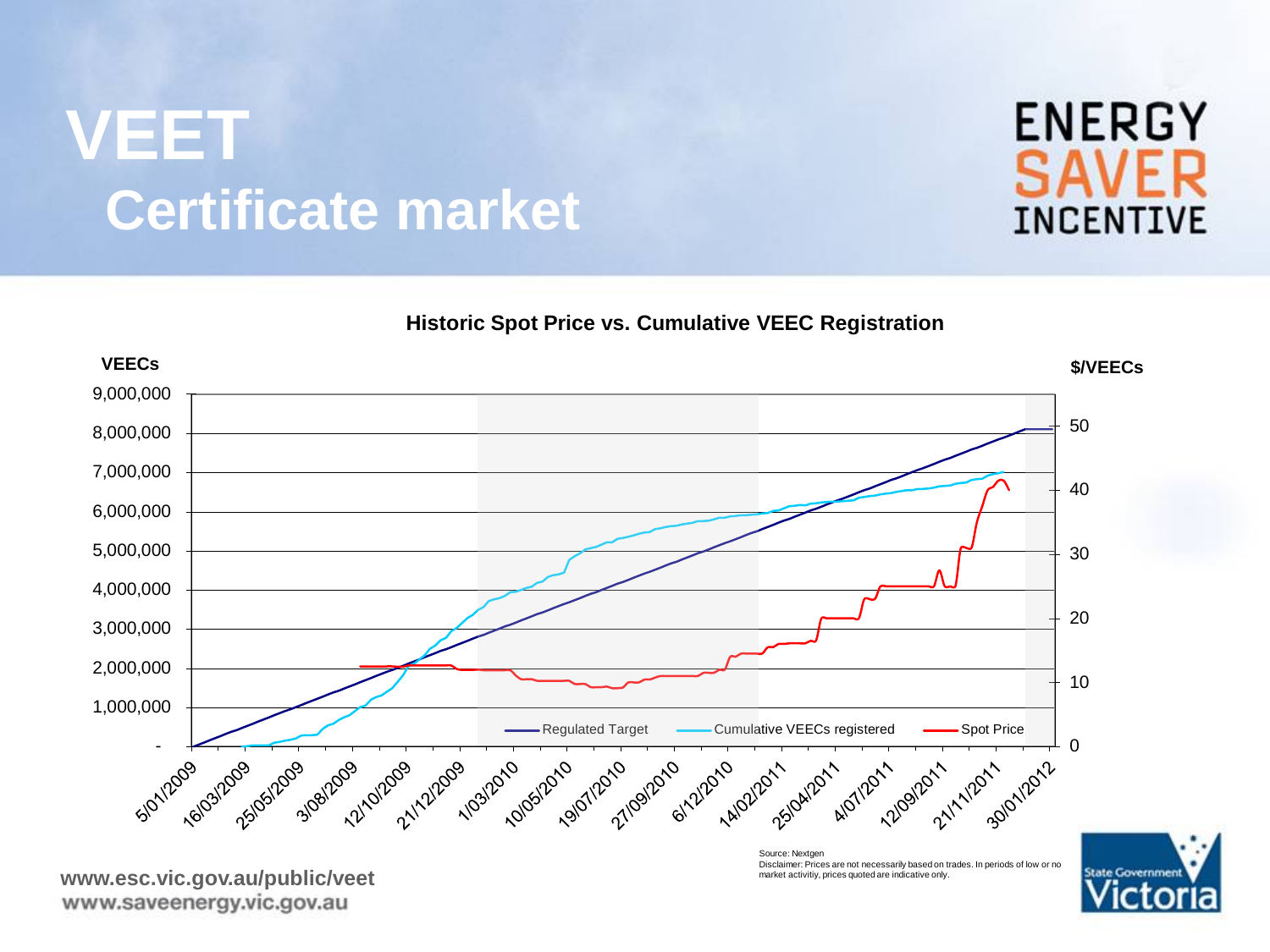# VEET

## Certificate market

**Historic Spot Price vs. Cumulative VEEC Registration**

VEECs | $/VEECs

Regulated Target — Cumulative VEECs registered — Spot Price

Source: Nextgen
Disclaimer: Prices are not necessarily based on trades. In periods of low or no market activitiy, prices quoted are indicative only.

www.esc.vic.gov.au/public/veet
www.saveenergy.vic.gov.au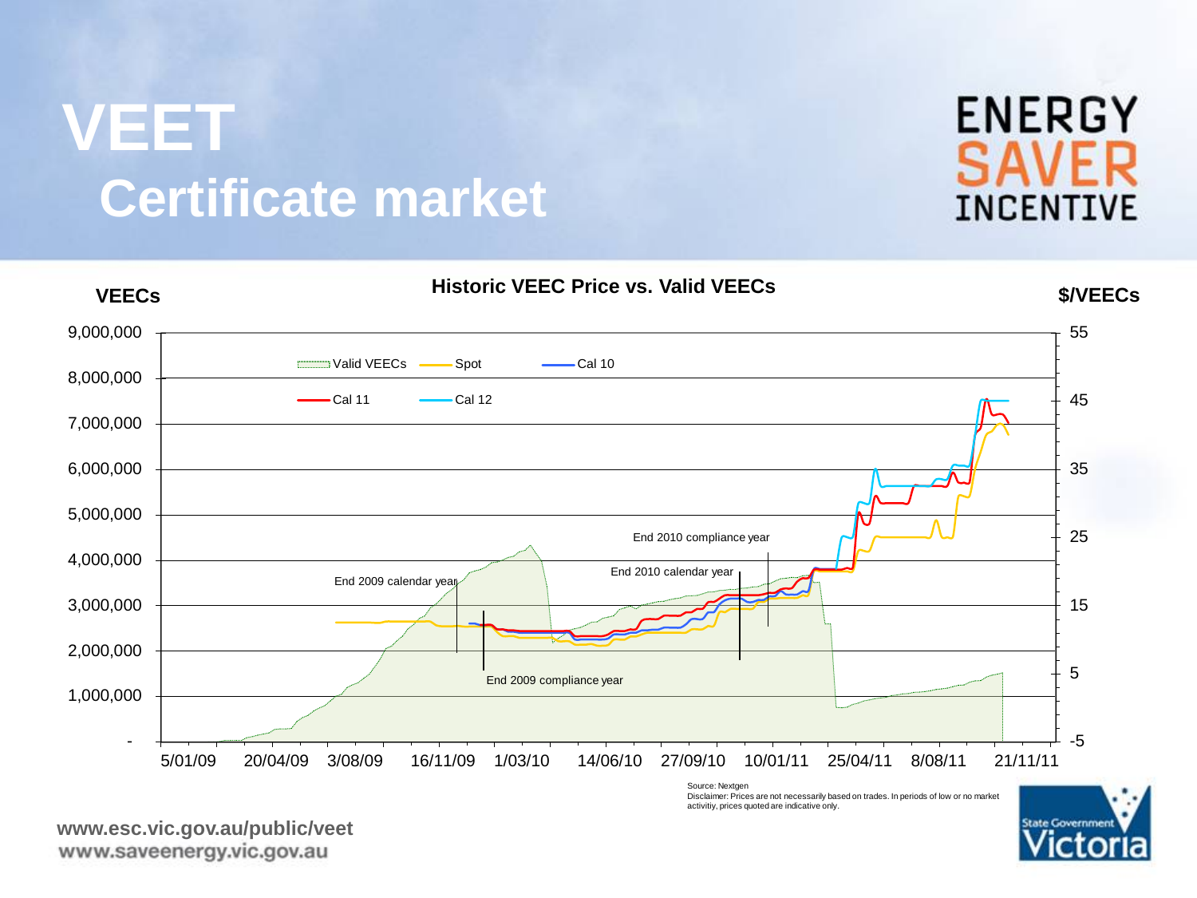# VEET

## Certificate market

**Historic VEEC Price vs. Valid VEECs**

VEECs | $/VEECs

Valid VEECs | Spot | Cal 10 | Cal 11 | Cal 12

End 2009 calendar year

End 2009 compliance year

End 2010 calendar year

End 2010 compliance year

Source: Nextgen

Disclaimer: Prices are not necessarily based on trades. In periods of low or no market activitiy, prices quoted are indicative only.

www.esc.vic.gov.au/public/veet

www.saveenergy.vic.gov.au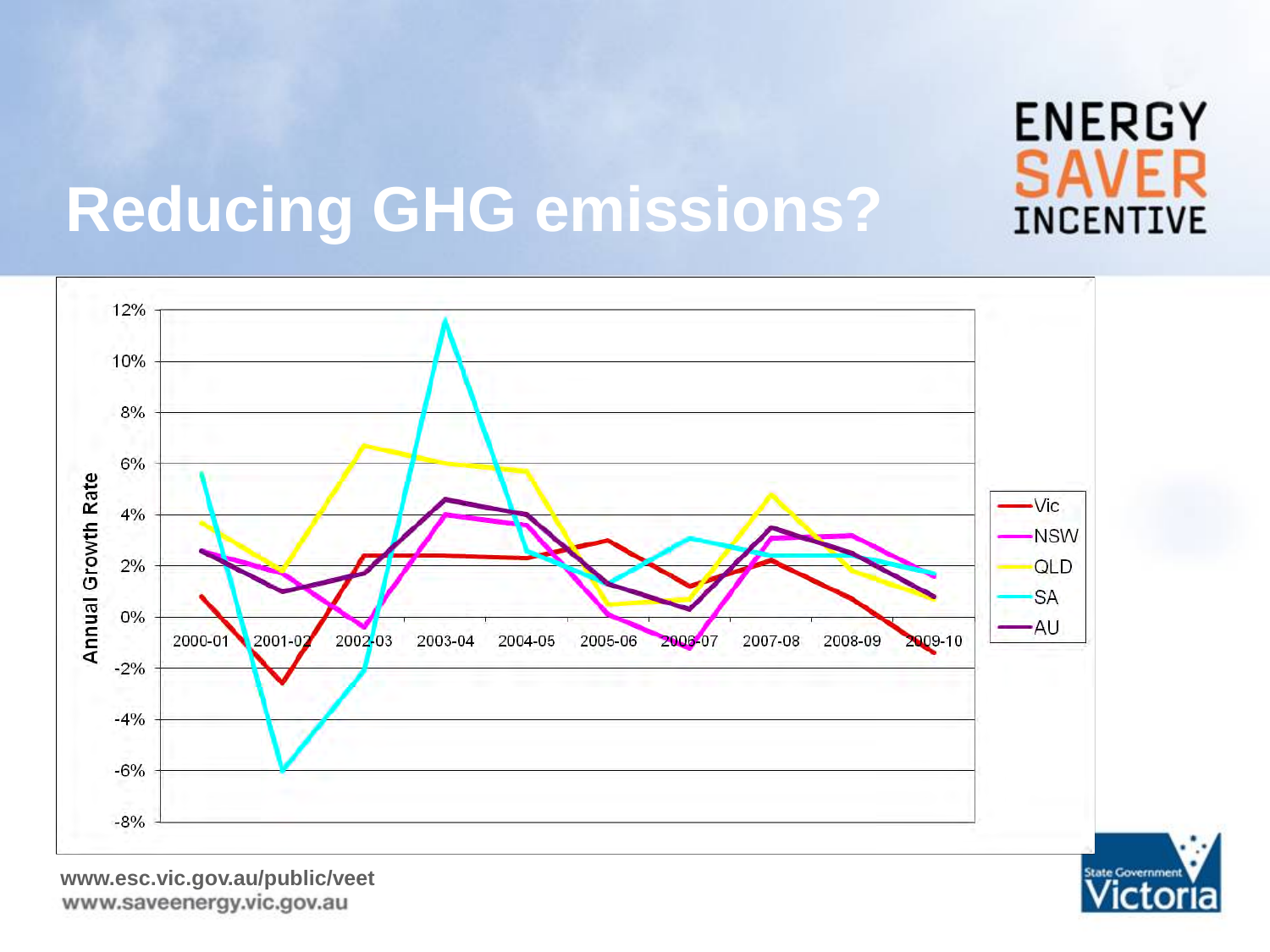# Reducing GHG emissions?

ENERGY SAVER INCENTIVE

www.esc.vic.gov.au/public/veet
www.saveenergy.vic.gov.au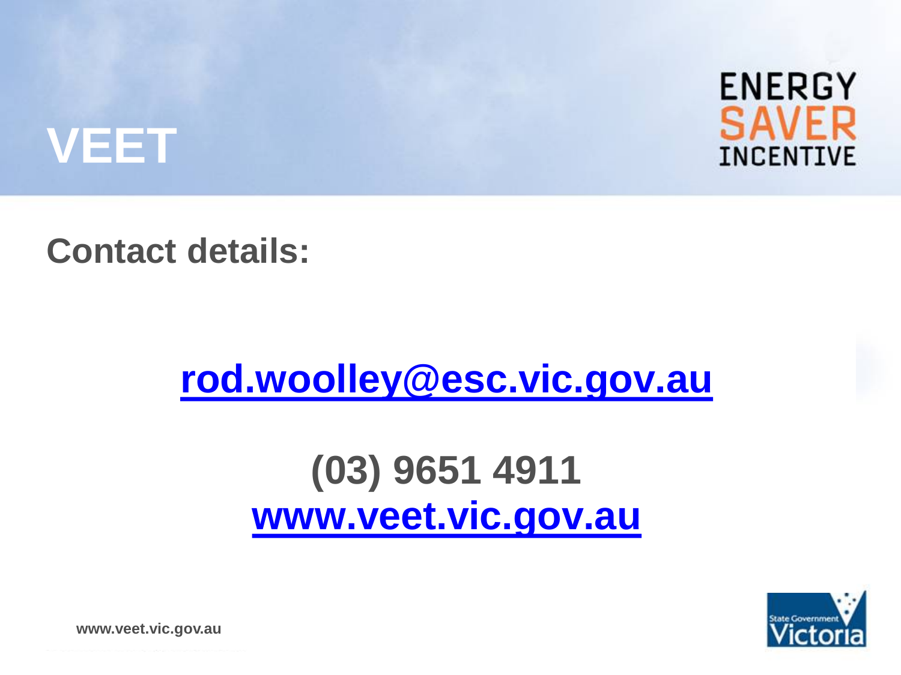# VEET

ENERGY SAVER INCENTIVE

## Contact details:

rod.woolley@esc.vic.gov.au

**(03) 9651 4911**

www.veet.vic.gov.au